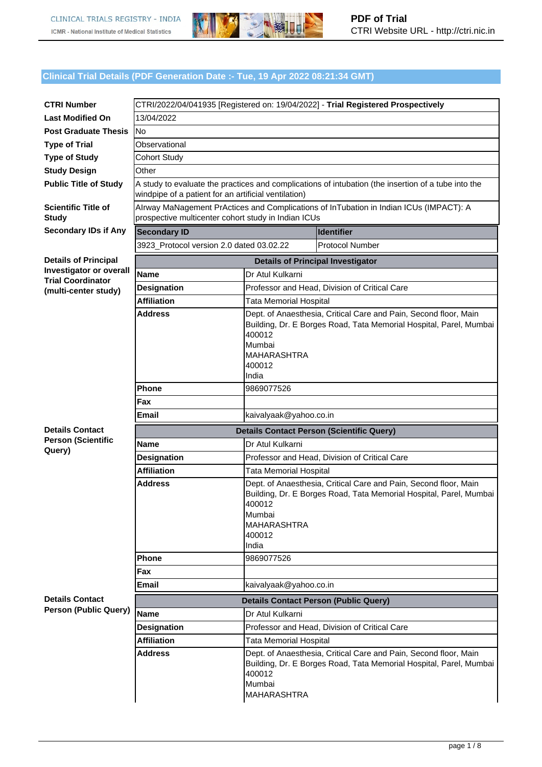## Clinical Trial Details (PDF Generation Date :- Tue, 19 Apr 2022 08:21:34 GMT)

| | |
|---|---|
| **CTRI Number** | CTRI/2022/04/041935 [Registered on: 19/04/2022] - **Trial Registered Prospectively** |
| **Last Modified On** | 13/04/2022 |
| **Post Graduate Thesis** | No |
| **Type of Trial** | Observational |
| **Type of Study** | Cohort Study |
| **Study Design** | Other |
| **Public Title of Study** | A study to evaluate the practices and complications of intubation (the insertion of a tube into the windpipe of a patient for an artificial ventilation) |
| **Scientific Title of Study** | AIrway MaNagement PrActices and Complications of InTubation in Indian ICUs (IMPACT): A prospective multicenter cohort study in Indian ICUs |

**Secondary IDs if Any**

| Secondary ID | Identifier |
|---|---|
| 3923_Protocol version 2.0 dated 03.02.22 | Protocol Number |

**Details of Principal Investigator or overall Trial Coordinator (multi-center study)**

| Details of Principal Investigator | |
|---|---|
| **Name** | Dr Atul Kulkarni |
| **Designation** | Professor and Head, Division of Critical Care |
| **Affiliation** | Tata Memorial Hospital |
| **Address** | Dept. of Anaesthesia, Critical Care and Pain, Second floor, Main Building, Dr. E Borges Road, Tata Memorial Hospital, Parel, Mumbai 400012<br>Mumbai<br>MAHARASHTRA<br>400012<br>India |
| **Phone** | 9869077526 |
| **Fax** | |
| **Email** | kaivalyaak@yahoo.co.in |

**Details Contact Person (Scientific Query)**

| Details Contact Person (Scientific Query) | |
|---|---|
| **Name** | Dr Atul Kulkarni |
| **Designation** | Professor and Head, Division of Critical Care |
| **Affiliation** | Tata Memorial Hospital |
| **Address** | Dept. of Anaesthesia, Critical Care and Pain, Second floor, Main Building, Dr. E Borges Road, Tata Memorial Hospital, Parel, Mumbai 400012<br>Mumbai<br>MAHARASHTRA<br>400012<br>India |
| **Phone** | 9869077526 |
| **Fax** | |
| **Email** | kaivalyaak@yahoo.co.in |

**Details Contact Person (Public Query)**

| Details Contact Person (Public Query) | |
|---|---|
| **Name** | Dr Atul Kulkarni |
| **Designation** | Professor and Head, Division of Critical Care |
| **Affiliation** | Tata Memorial Hospital |
| **Address** | Dept. of Anaesthesia, Critical Care and Pain, Second floor, Main Building, Dr. E Borges Road, Tata Memorial Hospital, Parel, Mumbai 400012<br>Mumbai<br>MAHARASHTRA |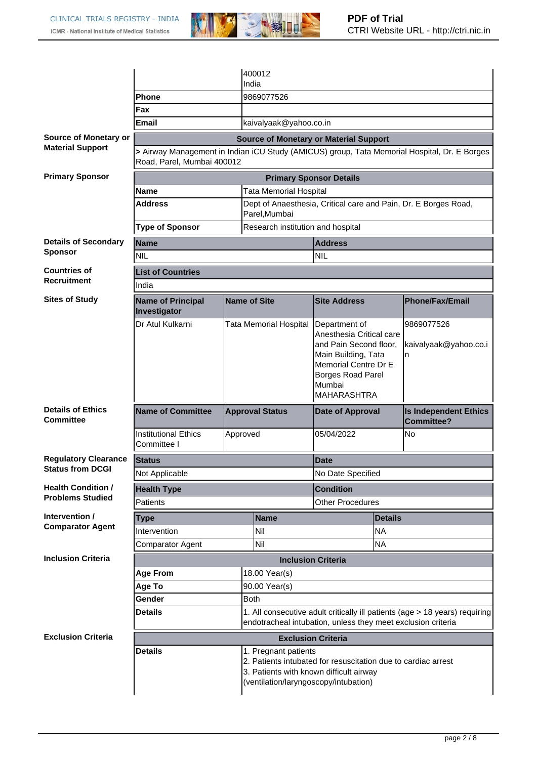| | | |
|---|---|---|
| | | 400012<br>India |
| | **Phone** | 9869077526 |
| | **Fax** | |
| | **Email** | kaivalyaak@yahoo.co.in |

**Source of Monetary or Material Support**

| **Source of Monetary or Material Support** |
|---|
| > Airway Management in Indian iCU Study (AMICUS) group, Tata Memorial Hospital, Dr. E Borges Road, Parel, Mumbai 400012 |

**Primary Sponsor**

| **Primary Sponsor Details** | |
|---|---|
| **Name** | Tata Memorial Hospital |
| **Address** | Dept of Anaesthesia, Critical care and Pain, Dr. E Borges Road, Parel,Mumbai |
| **Type of Sponsor** | Research institution and hospital |

**Details of Secondary Sponsor**

| **Name** | **Address** |
|---|---|
| NIL | NIL |

**Countries of Recruitment**

| **List of Countries** |
|---|
| India |

**Sites of Study**

| **Name of Principal Investigator** | **Name of Site** | **Site Address** | **Phone/Fax/Email** |
|---|---|---|---|
| Dr Atul Kulkarni | Tata Memorial Hospital | Department of Anesthesia Critical care and Pain Second floor, Main Building, Tata Memorial Centre Dr E Borges Road Parel Mumbai MAHARASHTRA | 9869077526<br><br>kaivalyaak@yahoo.co.in |

**Details of Ethics Committee**

| **Name of Committee** | **Approval Status** | **Date of Approval** | **Is Independent Ethics Committee?** |
|---|---|---|---|
| Institutional Ethics Committee I | Approved | 05/04/2022 | No |

**Regulatory Clearance Status from DCGI**

| **Status** | **Date** |
|---|---|
| Not Applicable | No Date Specified |

**Health Condition / Problems Studied**

| **Health Type** | **Condition** |
|---|---|
| Patients | Other Procedures |

**Intervention / Comparator Agent**

| **Type** | **Name** | **Details** |
|---|---|---|
| Intervention | Nil | NA |
| Comparator Agent | Nil | NA |

**Inclusion Criteria**

| **Inclusion Criteria** | |
|---|---|
| **Age From** | 18.00 Year(s) |
| **Age To** | 90.00 Year(s) |
| **Gender** | Both |
| **Details** | 1. All consecutive adult critically ill patients (age > 18 years) requiring endotracheal intubation, unless they meet exclusion criteria |

**Exclusion Criteria**

| **Exclusion Criteria** | |
|---|---|
| **Details** | 1. Pregnant patients<br>2. Patients intubated for resuscitation due to cardiac arrest<br>3. Patients with known difficult airway (ventilation/laryngoscopy/intubation) |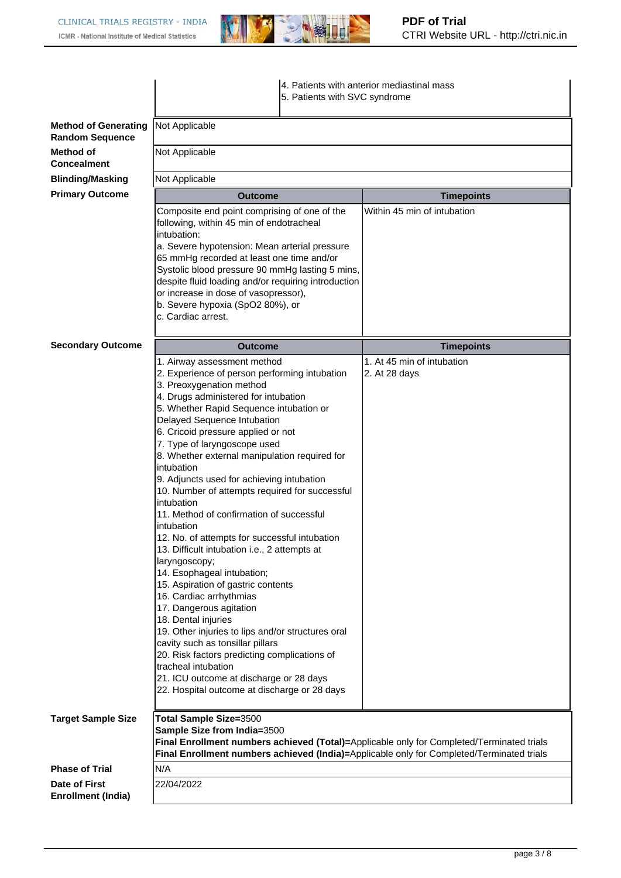| | |
|---|---|
| | 4. Patients with anterior mediastinal mass<br>5. Patients with SVC syndrome |
| **Method of Generating Random Sequence** | Not Applicable |
| **Method of Concealment** | Not Applicable |
| **Blinding/Masking** | Not Applicable |

**Primary Outcome**

| Outcome | Timepoints |
|---|---|
| Composite end point comprising of one of the following, within 45 min of endotracheal intubation:<br>a. Severe hypotension: Mean arterial pressure 65 mmHg recorded at least one time and/or Systolic blood pressure 90 mmHg lasting 5 mins, despite fluid loading and/or requiring introduction or increase in dose of vasopressor),<br>b. Severe hypoxia (SpO2 80%), or<br>c. Cardiac arrest. | Within 45 min of intubation |

**Secondary Outcome**

| Outcome | Timepoints |
|---|---|
| 1. Airway assessment method<br>2. Experience of person performing intubation<br>3. Preoxygenation method<br>4. Drugs administered for intubation<br>5. Whether Rapid Sequence intubation or Delayed Sequence Intubation<br>6. Cricoid pressure applied or not<br>7. Type of laryngoscope used<br>8. Whether external manipulation required for intubation<br>9. Adjuncts used for achieving intubation<br>10. Number of attempts required for successful intubation<br>11. Method of confirmation of successful intubation<br>12. No. of attempts for successful intubation<br>13. Difficult intubation i.e., 2 attempts at laryngoscopy;<br>14. Esophageal intubation;<br>15. Aspiration of gastric contents<br>16. Cardiac arrhythmias<br>17. Dangerous agitation<br>18. Dental injuries<br>19. Other injuries to lips and/or structures oral cavity such as tonsillar pillars<br>20. Risk factors predicting complications of tracheal intubation<br>21. ICU outcome at discharge or 28 days<br>22. Hospital outcome at discharge or 28 days | 1. At 45 min of intubation<br>2. At 28 days |

| | |
|---|---|
| **Target Sample Size** | **Total Sample Size=**3500<br>**Sample Size from India=**3500<br>**Final Enrollment numbers achieved (Total)=**Applicable only for Completed/Terminated trials<br>**Final Enrollment numbers achieved (India)=**Applicable only for Completed/Terminated trials |
| **Phase of Trial** | N/A |
| **Date of First Enrollment (India)** | 22/04/2022 |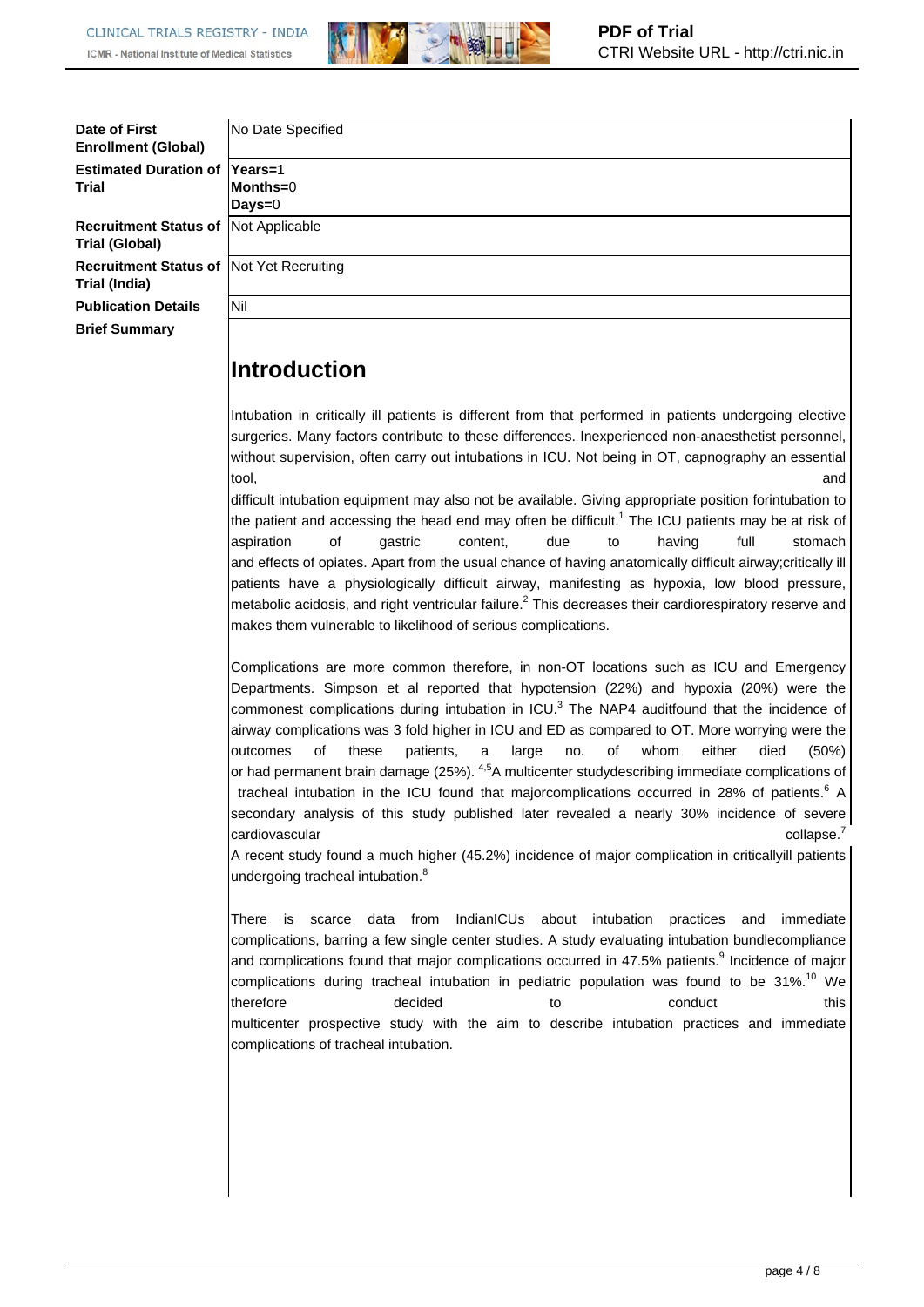| | |
|---|---|
| **Date of First Enrollment (Global)** | No Date Specified |
| **Estimated Duration of Trial** | **Years=**1<br>**Months=**0<br>**Days=**0 |
| **Recruitment Status of Trial (Global)** | Not Applicable |
| **Recruitment Status of Trial (India)** | Not Yet Recruiting |
| **Publication Details** | Nil |

**Brief Summary**

# Introduction

Intubation in critically ill patients is different from that performed in patients undergoing elective surgeries. Many factors contribute to these differences. Inexperienced non-anaesthetist personnel, without supervision, often carry out intubations in ICU. Not being in OT, capnography an essential tool, and difficult intubation equipment may also not be available. Giving appropriate position forintubation to the patient and accessing the head end may often be difficult.[1] The ICU patients may be at risk of aspiration of gastric content, due to having full stomach and effects of opiates. Apart from the usual chance of having anatomically difficult airway;critically ill patients have a physiologically difficult airway, manifesting as hypoxia, low blood pressure, metabolic acidosis, and right ventricular failure.[2] This decreases their cardiorespiratory reserve and makes them vulnerable to likelihood of serious complications.

Complications are more common therefore, in non-OT locations such as ICU and Emergency Departments. Simpson et al reported that hypotension (22%) and hypoxia (20%) were the commonest complications during intubation in ICU.[3] The NAP4 auditfound that the incidence of airway complications was 3 fold higher in ICU and ED as compared to OT. More worrying were the outcomes of these patients, a large no. of whom either died (50%) or had permanent brain damage (25%). [4,5]A multicenter studydescribing immediate complications of tracheal intubation in the ICU found that majorcomplications occurred in 28% of patients.[6] A secondary analysis of this study published later revealed a nearly 30% incidence of severe cardiovascular collapse.[7]
A recent study found a much higher (45.2%) incidence of major complication in criticallyill patients undergoing tracheal intubation.[8]

There is scarce data from IndianICUs about intubation practices and immediate complications, barring a few single center studies. A study evaluating intubation bundlecompliance and complications found that major complications occurred in 47.5% patients.[9] Incidence of major complications during tracheal intubation in pediatric population was found to be 31%.[10] We therefore decided to conduct this multicenter prospective study with the aim to describe intubation practices and immediate complications of tracheal intubation.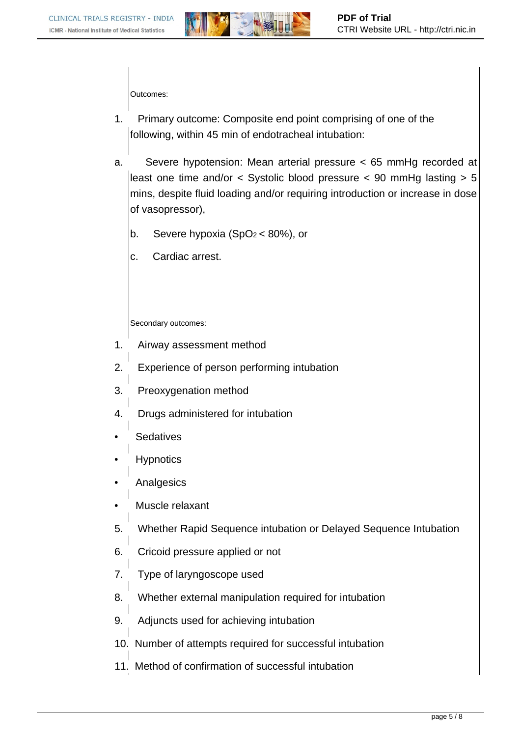Outcomes:

1. Primary outcome: Composite end point comprising of one of the following, within 45 min of endotracheal intubation:

a. Severe hypotension: Mean arterial pressure < 65 mmHg recorded at least one time and/or < Systolic blood pressure < 90 mmHg lasting > 5 mins, despite fluid loading and/or requiring introduction or increase in dose of vasopressor),

b. Severe hypoxia ($SpO_2$ < 80%), or

c. Cardiac arrest.

Secondary outcomes:

1. Airway assessment method
2. Experience of person performing intubation
3. Preoxygenation method
4. Drugs administered for intubation

- Sedatives
- Hypnotics
- Analgesics
- Muscle relaxant

5. Whether Rapid Sequence intubation or Delayed Sequence Intubation
6. Cricoid pressure applied or not
7. Type of laryngoscope used
8. Whether external manipulation required for intubation
9. Adjuncts used for achieving intubation
10. Number of attempts required for successful intubation
11. Method of confirmation of successful intubation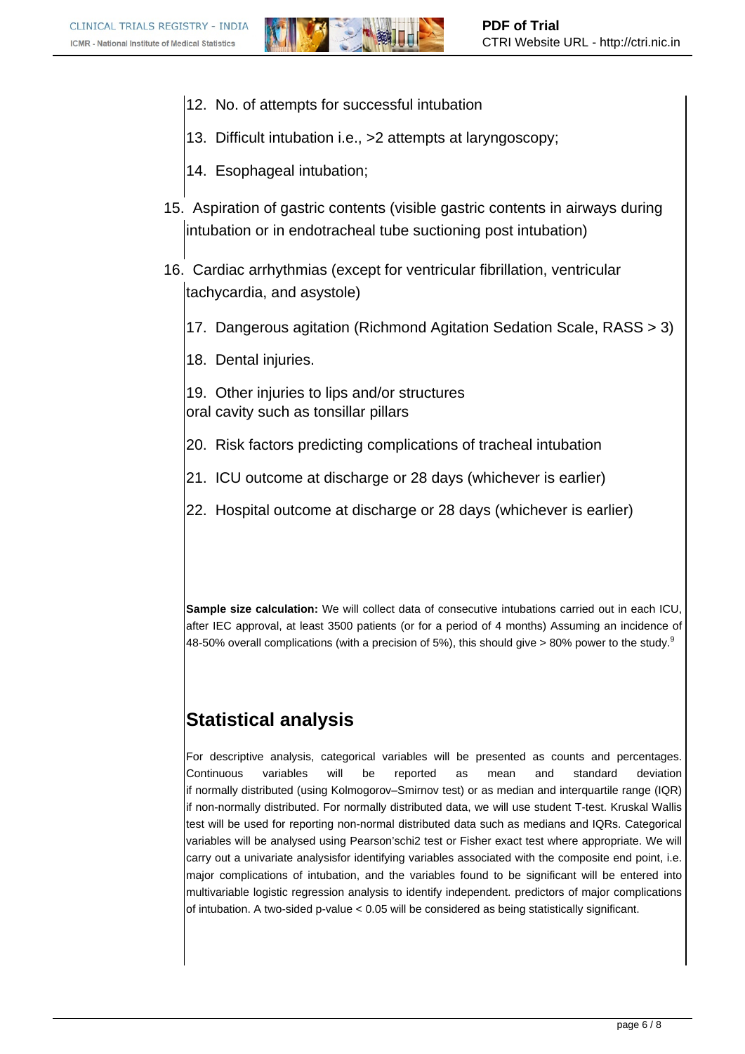12. No. of attempts for successful intubation

13. Difficult intubation i.e., >2 attempts at laryngoscopy;

14. Esophageal intubation;

15. Aspiration of gastric contents (visible gastric contents in airways during intubation or in endotracheal tube suctioning post intubation)

16. Cardiac arrhythmias (except for ventricular fibrillation, ventricular tachycardia, and asystole)

17. Dangerous agitation (Richmond Agitation Sedation Scale, RASS > 3)

18. Dental injuries.

19. Other injuries to lips and/or structures oral cavity such as tonsillar pillars

20. Risk factors predicting complications of tracheal intubation

21. ICU outcome at discharge or 28 days (whichever is earlier)

22. Hospital outcome at discharge or 28 days (whichever is earlier)

**Sample size calculation:** We will collect data of consecutive intubations carried out in each ICU, after IEC approval, at least 3500 patients (or for a period of 4 months) Assuming an incidence of 48-50% overall complications (with a precision of 5%), this should give > 80% power to the study.[9]

## Statistical analysis

For descriptive analysis, categorical variables will be presented as counts and percentages. Continuous variables will be reported as mean and standard deviation if normally distributed (using Kolmogorov–Smirnov test) or as median and interquartile range (IQR) if non-normally distributed. For normally distributed data, we will use student T-test. Kruskal Wallis test will be used for reporting non-normal distributed data such as medians and IQRs. Categorical variables will be analysed using Pearson'schi2 test or Fisher exact test where appropriate. We will carry out a univariate analysisfor identifying variables associated with the composite end point, i.e. major complications of intubation, and the variables found to be significant will be entered into multivariable logistic regression analysis to identify independent. predictors of major complications of intubation. A two-sided p-value < 0.05 will be considered as being statistically significant.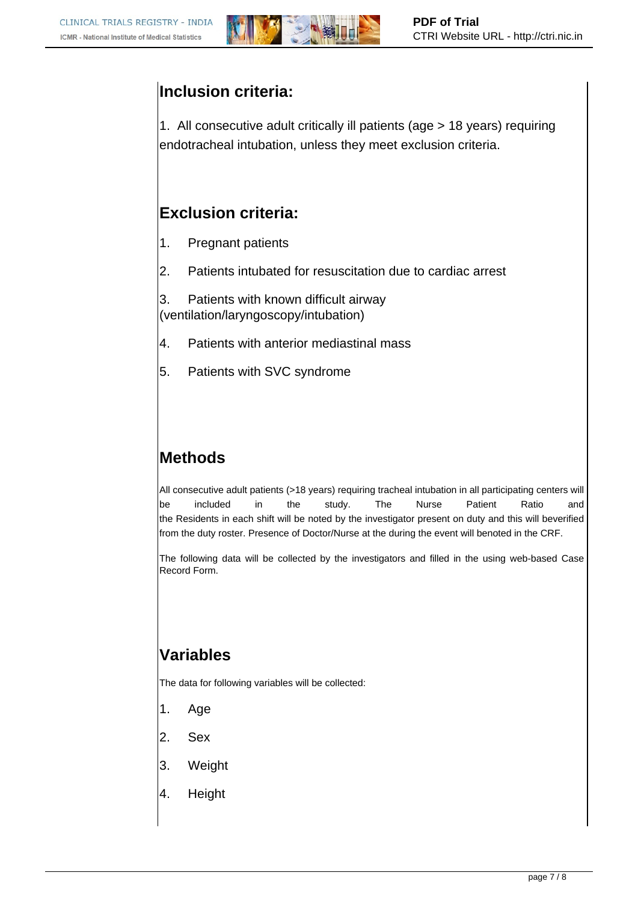## Inclusion criteria:

1. All consecutive adult critically ill patients (age > 18 years) requiring endotracheal intubation, unless they meet exclusion criteria.

## Exclusion criteria:

1. Pregnant patients
2. Patients intubated for resuscitation due to cardiac arrest
3. Patients with known difficult airway (ventilation/laryngoscopy/intubation)
4. Patients with anterior mediastinal mass
5. Patients with SVC syndrome

## Methods

All consecutive adult patients (>18 years) requiring tracheal intubation in all participating centers will be included in the study. The Nurse Patient Ratio and the Residents in each shift will be noted by the investigator present on duty and this will beverified from the duty roster. Presence of Doctor/Nurse at the during the event will benoted in the CRF.

The following data will be collected by the investigators and filled in the using web-based Case Record Form.

## Variables

The data for following variables will be collected:

1. Age
2. Sex
3. Weight
4. Height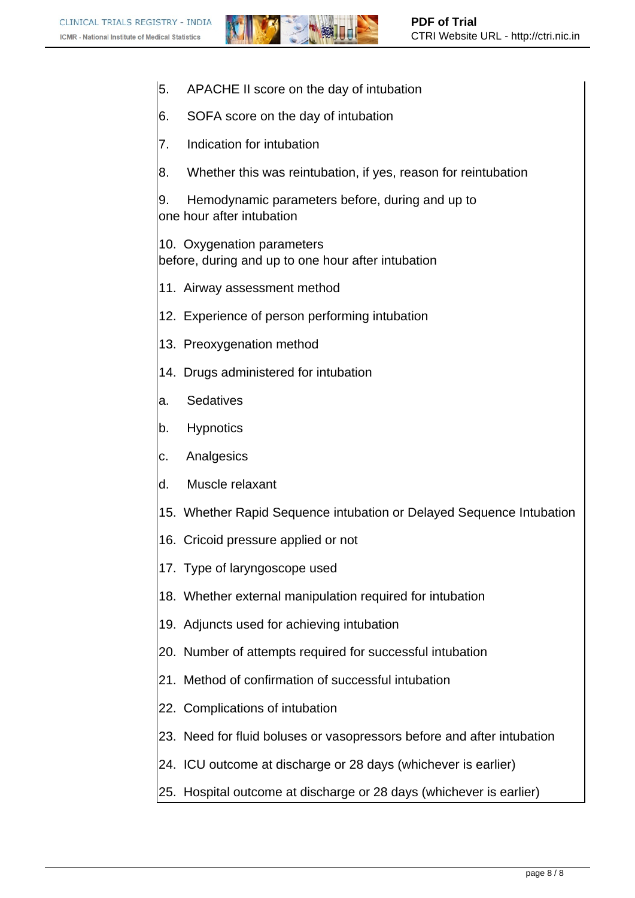5. APACHE II score on the day of intubation

6. SOFA score on the day of intubation

7. Indication for intubation

8. Whether this was reintubation, if yes, reason for reintubation

9. Hemodynamic parameters before, during and up to one hour after intubation

10. Oxygenation parameters before, during and up to one hour after intubation

11. Airway assessment method

12. Experience of person performing intubation

13. Preoxygenation method

14. Drugs administered for intubation

a. Sedatives

b. Hypnotics

c. Analgesics

d. Muscle relaxant

15. Whether Rapid Sequence intubation or Delayed Sequence Intubation

16. Cricoid pressure applied or not

17. Type of laryngoscope used

18. Whether external manipulation required for intubation

19. Adjuncts used for achieving intubation

20. Number of attempts required for successful intubation

21. Method of confirmation of successful intubation

22. Complications of intubation

23. Need for fluid boluses or vasopressors before and after intubation

24. ICU outcome at discharge or 28 days (whichever is earlier)

25. Hospital outcome at discharge or 28 days (whichever is earlier)